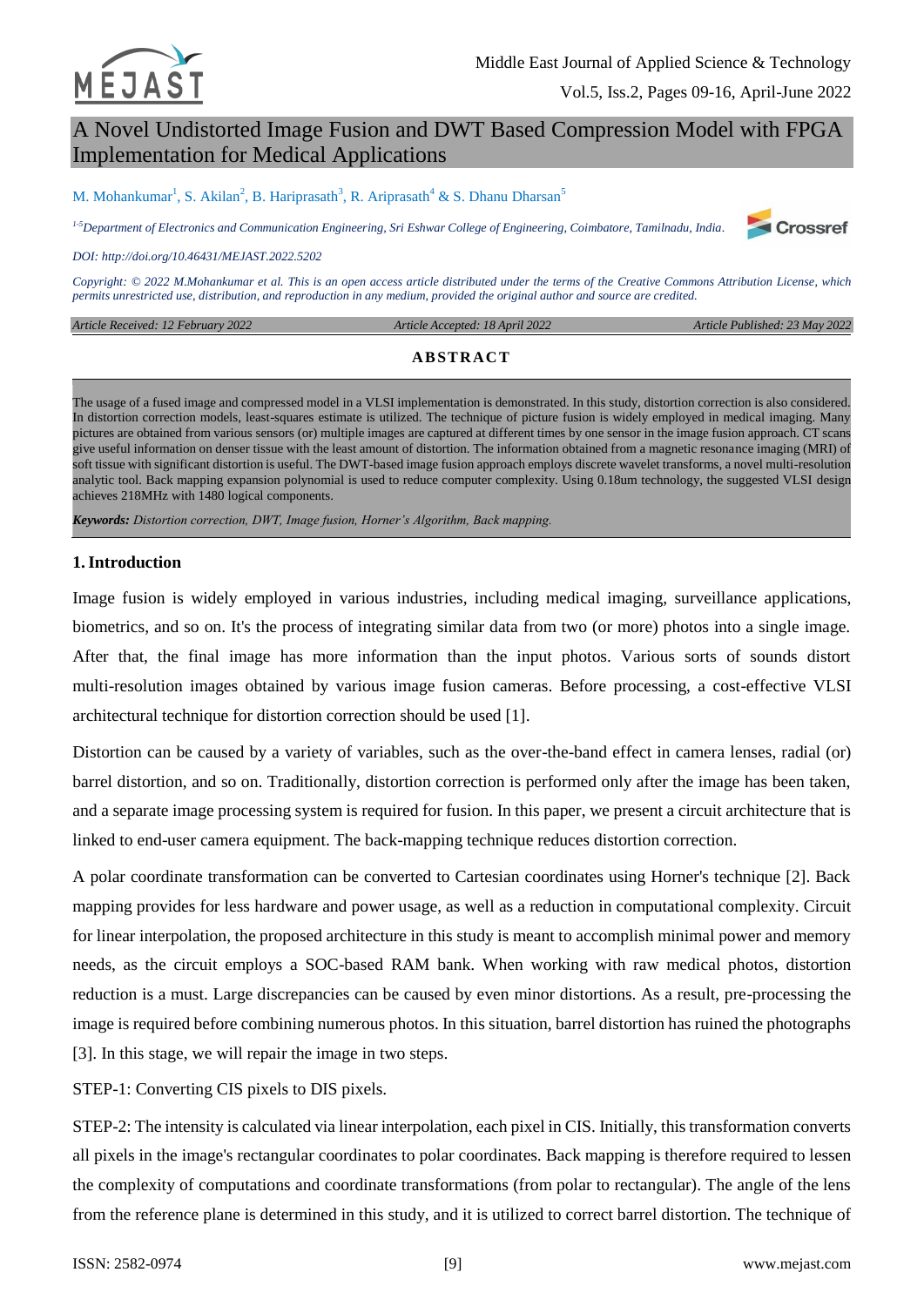# A Novel Undistorted Image Fusion and DWT Based Compression Model with FPGA Implementation for Medical Applications

M. Mohankumar[1], S. Akilan[2], B. Hariprasath[3], R. Ariprasath[4] & S. Dhanu Dharsan[5]

[1-5]*Department of Electronics and Communication Engineering, Sri Eshwar College of Engineering, Coimbatore, Tamilnadu, India.*

*DOI: http://doi.org/10.46431/MEJAST.2022.5202*

*Copyright: © 2022 M.Mohankumar et al. This is an open access article distributed under the terms of the Creative Commons Attribution License, which permits unrestricted use, distribution, and reproduction in any medium, provided the original author and source are credited.*

*Article Received: 12 February 2022* | *Article Accepted: 18 April 2022* | *Article Published: 23 May 2022*

## ABSTRACT

The usage of a fused image and compressed model in a VLSI implementation is demonstrated. In this study, distortion correction is also considered. In distortion correction models, least-squares estimate is utilized. The technique of picture fusion is widely employed in medical imaging. Many pictures are obtained from various sensors (or) multiple images are captured at different times by one sensor in the image fusion approach. CT scans give useful information on denser tissue with the least amount of distortion. The information obtained from a magnetic resonance imaging (MRI) of soft tissue with significant distortion is useful. The DWT-based image fusion approach employs discrete wavelet transforms, a novel multi-resolution analytic tool. Back mapping expansion polynomial is used to reduce computer complexity. Using 0.18um technology, the suggested VLSI design achieves 218MHz with 1480 logical components.

***Keywords:*** *Distortion correction, DWT, Image fusion, Horner's Algorithm, Back mapping.*

## 1. Introduction

Image fusion is widely employed in various industries, including medical imaging, surveillance applications, biometrics, and so on. It's the process of integrating similar data from two (or more) photos into a single image. After that, the final image has more information than the input photos. Various sorts of sounds distort multi-resolution images obtained by various image fusion cameras. Before processing, a cost-effective VLSI architectural technique for distortion correction should be used [1].

Distortion can be caused by a variety of variables, such as the over-the-band effect in camera lenses, radial (or) barrel distortion, and so on. Traditionally, distortion correction is performed only after the image has been taken, and a separate image processing system is required for fusion. In this paper, we present a circuit architecture that is linked to end-user camera equipment. The back-mapping technique reduces distortion correction.

A polar coordinate transformation can be converted to Cartesian coordinates using Horner's technique [2]. Back mapping provides for less hardware and power usage, as well as a reduction in computational complexity. Circuit for linear interpolation, the proposed architecture in this study is meant to accomplish minimal power and memory needs, as the circuit employs a SOC-based RAM bank. When working with raw medical photos, distortion reduction is a must. Large discrepancies can be caused by even minor distortions. As a result, pre-processing the image is required before combining numerous photos. In this situation, barrel distortion has ruined the photographs [3]. In this stage, we will repair the image in two steps.

STEP-1: Converting CIS pixels to DIS pixels.

STEP-2: The intensity is calculated via linear interpolation, each pixel in CIS. Initially, this transformation converts all pixels in the image's rectangular coordinates to polar coordinates. Back mapping is therefore required to lessen the complexity of computations and coordinate transformations (from polar to rectangular). The angle of the lens from the reference plane is determined in this study, and it is utilized to correct barrel distortion. The technique of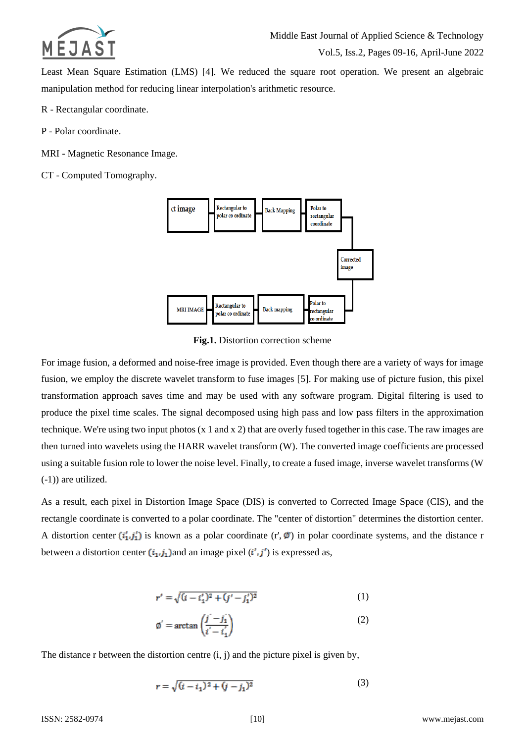Least Mean Square Estimation (LMS) [4]. We reduced the square root operation. We present an algebraic manipulation method for reducing linear interpolation's arithmetic resource.

R - Rectangular coordinate.

P - Polar coordinate.

MRI - Magnetic Resonance Image.

CT - Computed Tomography.

ct image → Rectangular to polar co ordinate → Back Mapping → Polar to rectangular coordinate → Corrected image

MRI IMAGE → Rectangular to polar co ordinate → Back mapping → Polar to rectangular co ordinate → Corrected image

**Fig.1.** Distortion correction scheme

For image fusion, a deformed and noise-free image is provided. Even though there are a variety of ways for image fusion, we employ the discrete wavelet transform to fuse images [5]. For making use of picture fusion, this pixel transformation approach saves time and may be used with any software program. Digital filtering is used to produce the pixel time scales. The signal decomposed using high pass and low pass filters in the approximation technique. We're using two input photos (x 1 and x 2) that are overly fused together in this case. The raw images are then turned into wavelets using the HARR wavelet transform (W). The converted image coefficients are processed using a suitable fusion role to lower the noise level. Finally, to create a fused image, inverse wavelet transforms (W (-1)) are utilized.

As a result, each pixel in Distortion Image Space (DIS) is converted to Corrected Image Space (CIS), and the rectangle coordinate is converted to a polar coordinate. The "center of distortion" determines the distortion center. A distortion center $(i_1', j_1')$ is known as a polar coordinate (r', $\emptyset'$) in polar coordinate systems, and the distance r between a distortion center $(i_1, j_1)$ and an image pixel $(i', j')$ is expressed as,

$$r' = \sqrt{(i - i_1')^2 + (j' - j_1')^2} \tag{1}$$

$$\emptyset' = \arctan\left(\frac{j' - j_1'}{i' - i_1'}\right) \tag{2}$$

The distance r between the distortion centre (i, j) and the picture pixel is given by,

$$r = \sqrt{(i - i_1)^2 + (j - j_1)^2} \tag{3}$$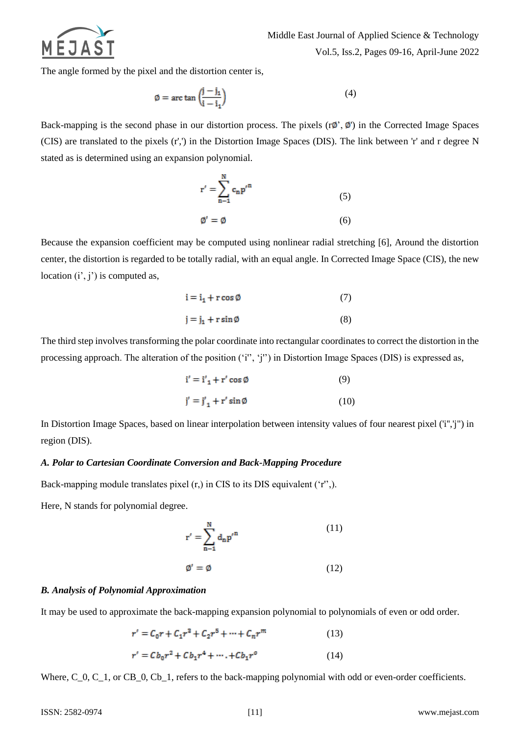The angle formed by the pixel and the distortion center is,

$$\emptyset = \arctan\left(\frac{j - j_1}{i - i_1}\right) \tag{4}$$

Back-mapping is the second phase in our distortion process. The pixels (r∅', ∅') in the Corrected Image Spaces (CIS) are translated to the pixels (r',') in the Distortion Image Spaces (DIS). The link between 'r' and r degree N stated as is determined using an expansion polynomial.

$$r' = \sum_{n-1}^{N} c_n p'^n \tag{5}$$

$$\emptyset' = \emptyset \tag{6}$$

Because the expansion coefficient may be computed using nonlinear radial stretching [6], Around the distortion center, the distortion is regarded to be totally radial, with an equal angle. In Corrected Image Space (CIS), the new location (i', j') is computed as,

$$i = i_1 + r\cos\emptyset \tag{7}$$

$$j = j_1 + r\sin\emptyset \tag{8}$$

The third step involves transforming the polar coordinate into rectangular coordinates to correct the distortion in the processing approach. The alteration of the position ('i'', 'j'') in Distortion Image Spaces (DIS) is expressed as,

$$i' = i'_1 + r'\cos\emptyset \tag{9}$$

$$j' = j'_1 + r'\sin\emptyset \tag{10}$$

In Distortion Image Spaces, based on linear interpolation between intensity values of four nearest pixel ('i'','j'') in region (DIS).

### *A. Polar to Cartesian Coordinate Conversion and Back-Mapping Procedure*

Back-mapping module translates pixel (r,) in CIS to its DIS equivalent ('r'',).

Here, N stands for polynomial degree.

$$r' = \sum_{n-1}^{N} d_n p'^n \tag{11}$$

$$\emptyset' = \emptyset \tag{12}$$

### *B. Analysis of Polynomial Approximation*

It may be used to approximate the back-mapping expansion polynomial to polynomials of even or odd order.

$$r' = C_0 r + C_1 r^3 + C_2 r^5 + \cdots + C_n r^m \tag{13}$$

$$r' = Cb_0 r^2 + Cb_1 r^4 + \cdots . + Cb_1 r^o \tag{14}$$

Where, C_0, C_1, or CB_0, Cb_1, refers to the back-mapping polynomial with odd or even-order coefficients.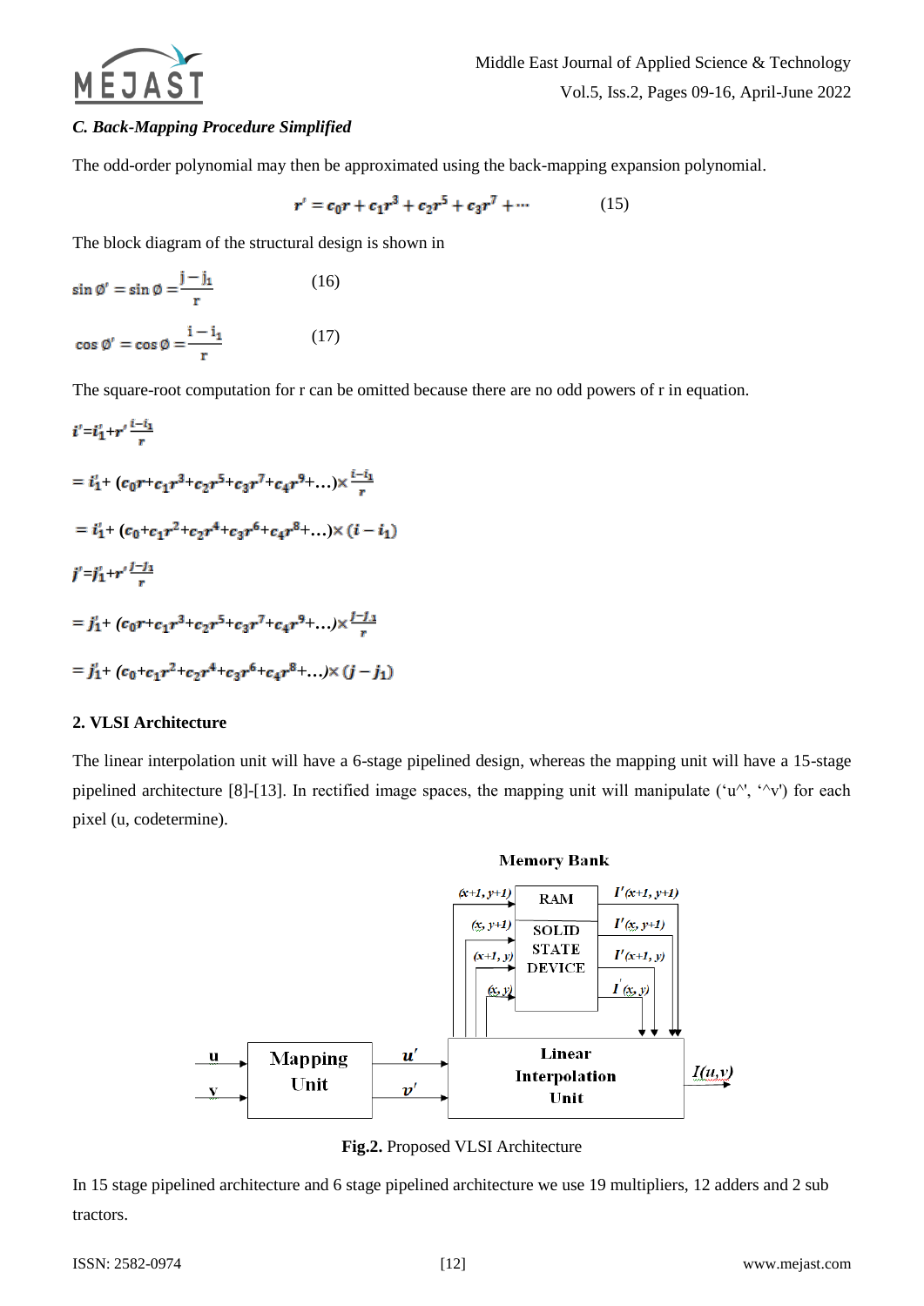### *C. Back-Mapping Procedure Simplified*

The odd-order polynomial may then be approximated using the back-mapping expansion polynomial.

$$r' = c_0 r + c_1 r^3 + c_2 r^5 + c_3 r^7 + \cdots \tag{15}$$

The block diagram of the structural design is shown in

$$\sin \emptyset' = \sin \emptyset = \frac{j - j_1}{r} \tag{16}$$

$$\cos \emptyset' = \cos \emptyset = \frac{i - i_1}{r} \tag{17}$$

The square-root computation for r can be omitted because there are no odd powers of r in equation.

$$i' = i_1' + r' \frac{i - i_1}{r}$$

$$= i_1' + (c_0 r + c_1 r^3 + c_2 r^5 + c_3 r^7 + c_4 r^9 + \ldots) \times \frac{i - i_1}{r}$$

$$= i_1' + (c_0 + c_1 r^2 + c_2 r^4 + c_3 r^6 + c_4 r^8 + \ldots) \times (i - i_1)$$

$$j' = j_1' + r' \frac{j - j_1}{r}$$

$$= j_1' + (c_0 r + c_1 r^3 + c_2 r^5 + c_3 r^7 + c_4 r^9 + \ldots) \times \frac{j - j_1}{r}$$

$$= j_1' + (c_0 + c_1 r^2 + c_2 r^4 + c_3 r^6 + c_4 r^8 + \ldots) \times (j - j_1)$$

### 2. VLSI Architecture

The linear interpolation unit will have a 6-stage pipelined design, whereas the mapping unit will have a 15-stage pipelined architecture [8]-[13]. In rectified image spaces, the mapping unit will manipulate ('u^', '^v') for each pixel (u, codetermine).

**Fig.2.** Proposed VLSI Architecture

In 15 stage pipelined architecture and 6 stage pipelined architecture we use 19 multipliers, 12 adders and 2 sub tractors.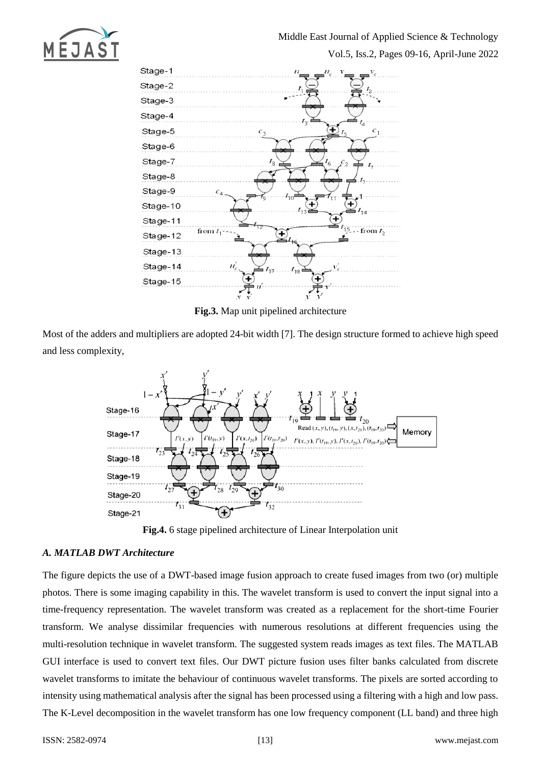**Fig.3.** Map unit pipelined architecture

Most of the adders and multipliers are adopted 24-bit width [7]. The design structure formed to achieve high speed and less complexity,

**Fig.4.** 6 stage pipelined architecture of Linear Interpolation unit

### *A. MATLAB DWT Architecture*

The figure depicts the use of a DWT-based image fusion approach to create fused images from two (or) multiple photos. There is some imaging capability in this. The wavelet transform is used to convert the input signal into a time-frequency representation. The wavelet transform was created as a replacement for the short-time Fourier transform. We analyse dissimilar frequencies with numerous resolutions at different frequencies using the multi-resolution technique in wavelet transform. The suggested system reads images as text files. The MATLAB GUI interface is used to convert text files. Our DWT picture fusion uses filter banks calculated from discrete wavelet transforms to imitate the behaviour of continuous wavelet transforms. The pixels are sorted according to intensity using mathematical analysis after the signal has been processed using a filtering with a high and low pass. The K-Level decomposition in the wavelet transform has one low frequency component (LL band) and three high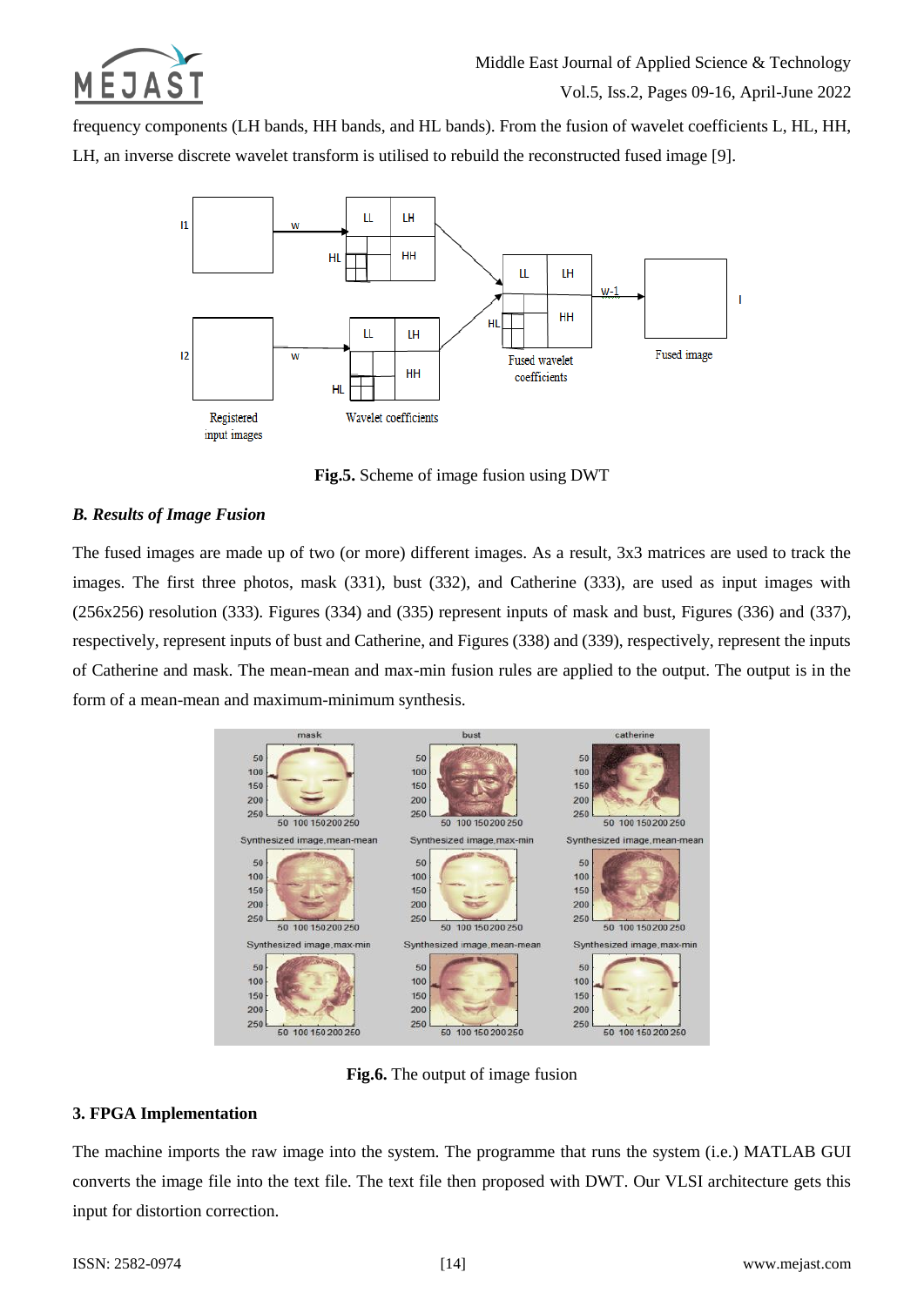frequency components (LH bands, HH bands, and HL bands). From the fusion of wavelet coefficients L, HL, HH, LH, an inverse discrete wavelet transform is utilised to rebuild the reconstructed fused image [9].

**Fig.5.** Scheme of image fusion using DWT

### *B. Results of Image Fusion*

The fused images are made up of two (or more) different images. As a result, 3x3 matrices are used to track the images. The first three photos, mask (331), bust (332), and Catherine (333), are used as input images with (256x256) resolution (333). Figures (334) and (335) represent inputs of mask and bust, Figures (336) and (337), respectively, represent inputs of bust and Catherine, and Figures (338) and (339), respectively, represent the inputs of Catherine and mask. The mean-mean and max-min fusion rules are applied to the output. The output is in the form of a mean-mean and maximum-minimum synthesis.

**Fig.6.** The output of image fusion

## 3. FPGA Implementation

The machine imports the raw image into the system. The programme that runs the system (i.e.) MATLAB GUI converts the image file into the text file. The text file then proposed with DWT. Our VLSI architecture gets this input for distortion correction.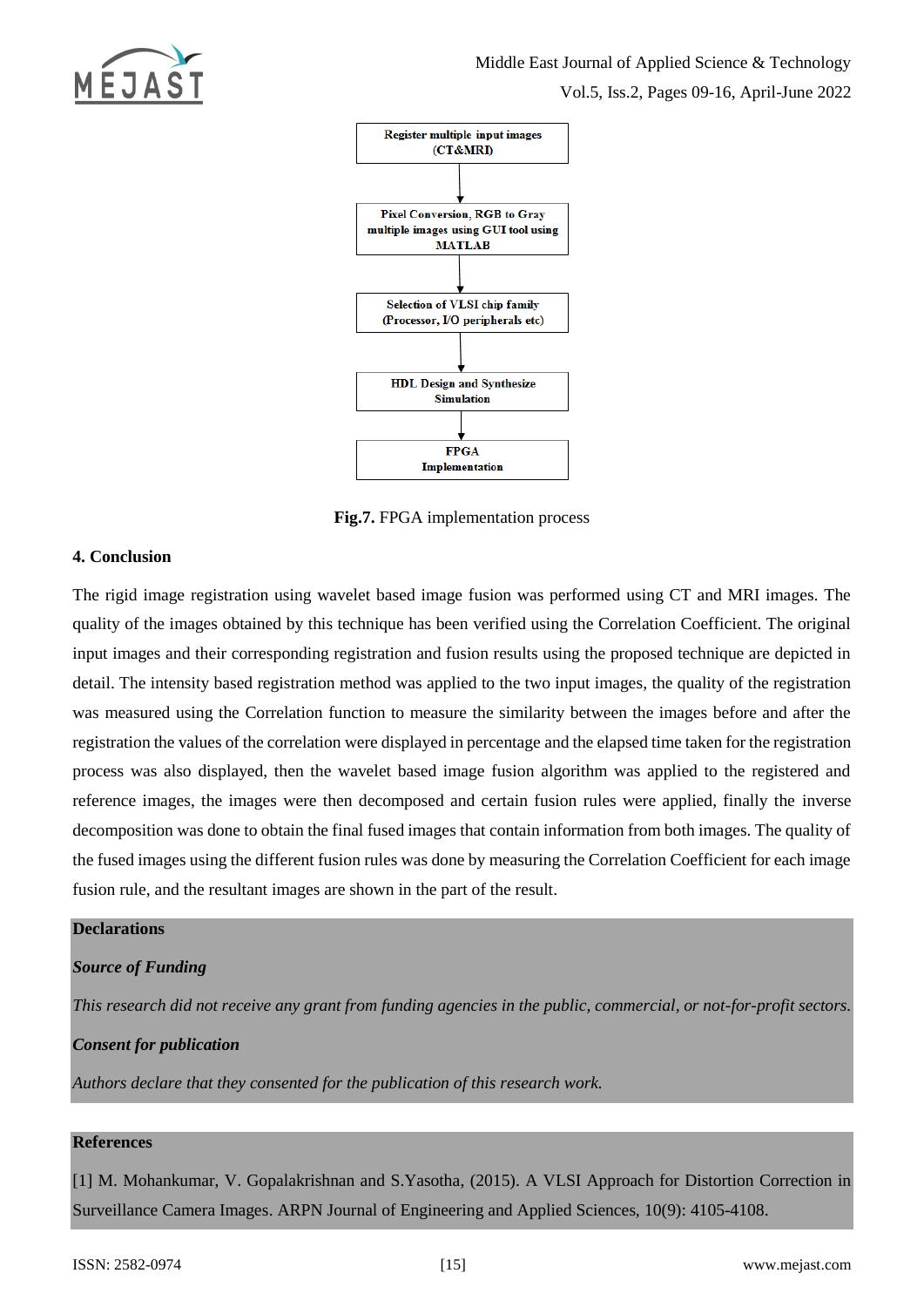Register multiple input images (CT&MRI)

↓

Pixel Conversion, RGB to Gray multiple images using GUI tool using MATLAB

↓

Selection of VLSI chip family (Processor, I/O peripherals etc)

↓

HDL Design and Synthesize Simulation

↓

FPGA Implementation

**Fig.7.** FPGA implementation process

## 4. Conclusion

The rigid image registration using wavelet based image fusion was performed using CT and MRI images. The quality of the images obtained by this technique has been verified using the Correlation Coefficient. The original input images and their corresponding registration and fusion results using the proposed technique are depicted in detail. The intensity based registration method was applied to the two input images, the quality of the registration was measured using the Correlation function to measure the similarity between the images before and after the registration the values of the correlation were displayed in percentage and the elapsed time taken for the registration process was also displayed, then the wavelet based image fusion algorithm was applied to the registered and reference images, the images were then decomposed and certain fusion rules were applied, finally the inverse decomposition was done to obtain the final fused images that contain information from both images. The quality of the fused images using the different fusion rules was done by measuring the Correlation Coefficient for each image fusion rule, and the resultant images are shown in the part of the result.

## Declarations

### *Source of Funding*

*This research did not receive any grant from funding agencies in the public, commercial, or not-for-profit sectors.*

### *Consent for publication*

*Authors declare that they consented for the publication of this research work.*

## References

[1] M. Mohankumar, V. Gopalakrishnan and S.Yasotha, (2015). A VLSI Approach for Distortion Correction in Surveillance Camera Images. ARPN Journal of Engineering and Applied Sciences, 10(9): 4105-4108.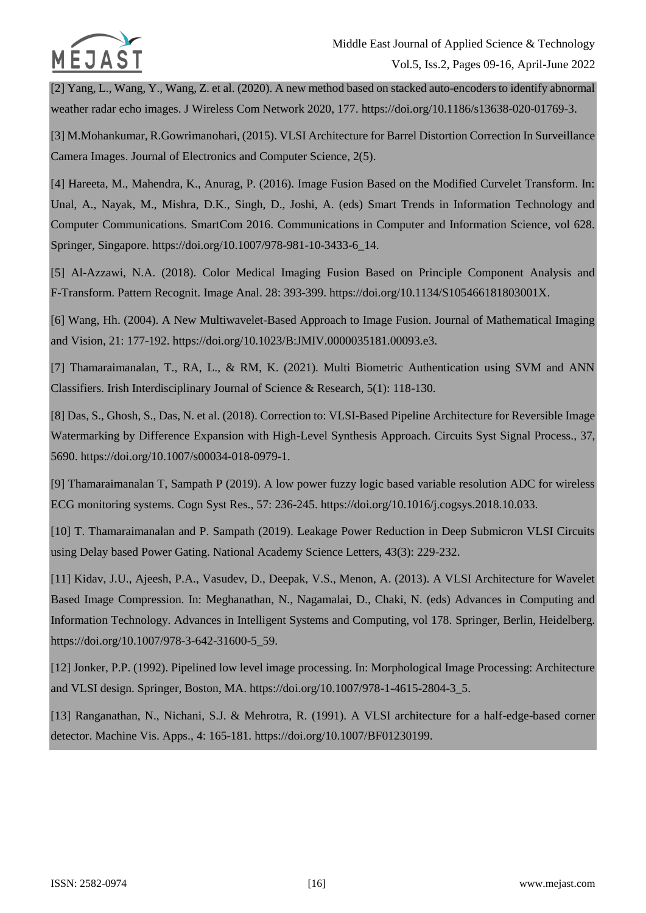[2] Yang, L., Wang, Y., Wang, Z. et al. (2020). A new method based on stacked auto-encoders to identify abnormal weather radar echo images. J Wireless Com Network 2020, 177. https://doi.org/10.1186/s13638-020-01769-3.

[3] M.Mohankumar, R.Gowrimanohari, (2015). VLSI Architecture for Barrel Distortion Correction In Surveillance Camera Images. Journal of Electronics and Computer Science, 2(5).

[4] Hareeta, M., Mahendra, K., Anurag, P. (2016). Image Fusion Based on the Modified Curvelet Transform. In: Unal, A., Nayak, M., Mishra, D.K., Singh, D., Joshi, A. (eds) Smart Trends in Information Technology and Computer Communications. SmartCom 2016. Communications in Computer and Information Science, vol 628. Springer, Singapore. https://doi.org/10.1007/978-981-10-3433-6_14.

[5] Al-Azzawi, N.A. (2018). Color Medical Imaging Fusion Based on Principle Component Analysis and F-Transform. Pattern Recognit. Image Anal. 28: 393-399. https://doi.org/10.1134/S105466181803001X.

[6] Wang, Hh. (2004). A New Multiwavelet-Based Approach to Image Fusion. Journal of Mathematical Imaging and Vision, 21: 177-192. https://doi.org/10.1023/B:JMIV.0000035181.00093.e3.

[7] Thamaraimanalan, T., RA, L., & RM, K. (2021). Multi Biometric Authentication using SVM and ANN Classifiers. Irish Interdisciplinary Journal of Science & Research, 5(1): 118-130.

[8] Das, S., Ghosh, S., Das, N. et al. (2018). Correction to: VLSI-Based Pipeline Architecture for Reversible Image Watermarking by Difference Expansion with High-Level Synthesis Approach. Circuits Syst Signal Process., 37, 5690. https://doi.org/10.1007/s00034-018-0979-1.

[9] Thamaraimanalan T, Sampath P (2019). A low power fuzzy logic based variable resolution ADC for wireless ECG monitoring systems. Cogn Syst Res., 57: 236-245. https://doi.org/10.1016/j.cogsys.2018.10.033.

[10] T. Thamaraimanalan and P. Sampath (2019). Leakage Power Reduction in Deep Submicron VLSI Circuits using Delay based Power Gating. National Academy Science Letters, 43(3): 229-232.

[11] Kidav, J.U., Ajeesh, P.A., Vasudev, D., Deepak, V.S., Menon, A. (2013). A VLSI Architecture for Wavelet Based Image Compression. In: Meghanathan, N., Nagamalai, D., Chaki, N. (eds) Advances in Computing and Information Technology. Advances in Intelligent Systems and Computing, vol 178. Springer, Berlin, Heidelberg. https://doi.org/10.1007/978-3-642-31600-5_59.

[12] Jonker, P.P. (1992). Pipelined low level image processing. In: Morphological Image Processing: Architecture and VLSI design. Springer, Boston, MA. https://doi.org/10.1007/978-1-4615-2804-3_5.

[13] Ranganathan, N., Nichani, S.J. & Mehrotra, R. (1991). A VLSI architecture for a half-edge-based corner detector. Machine Vis. Apps., 4: 165-181. https://doi.org/10.1007/BF01230199.